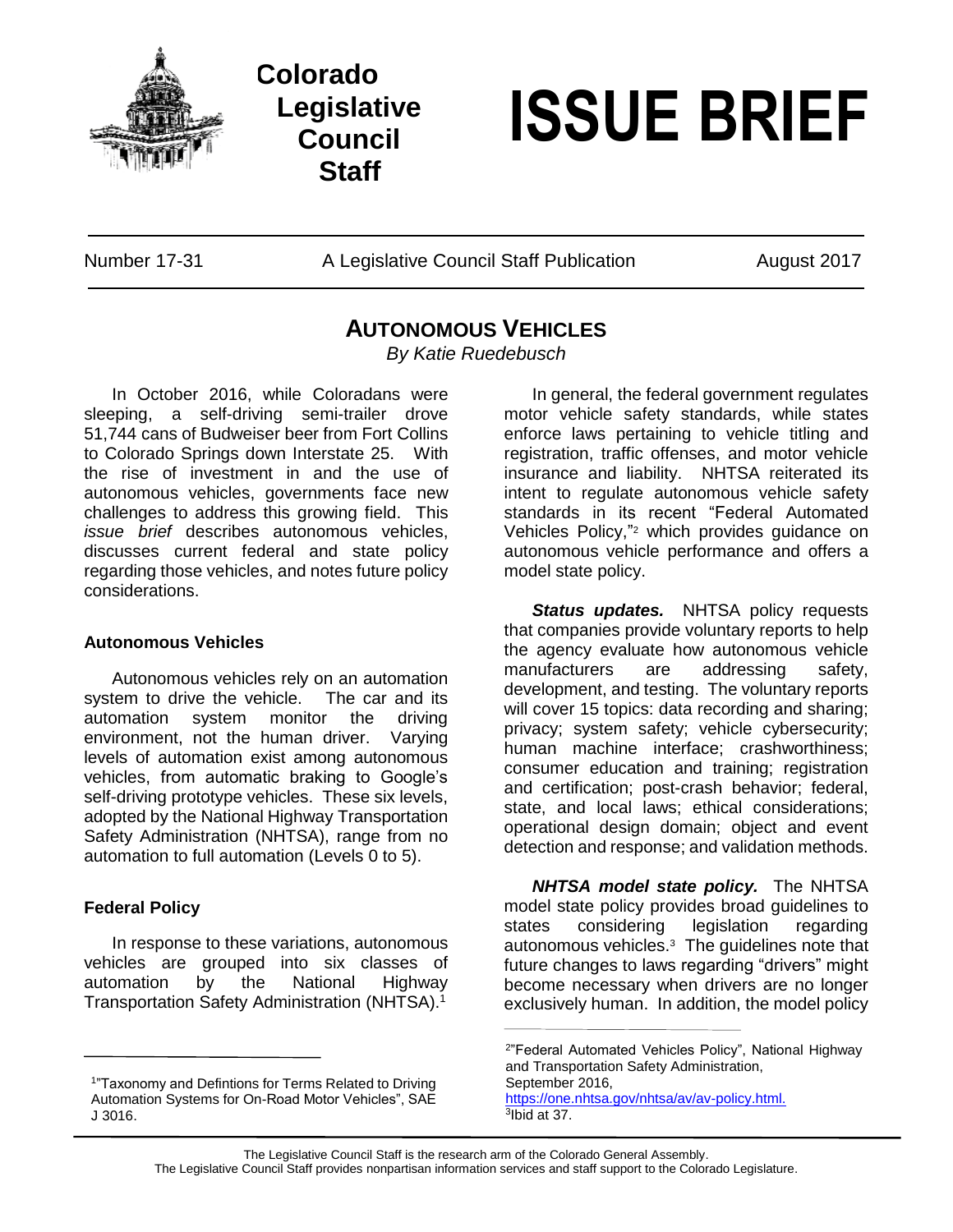# Colorado Legislative Council Staff

# ISSUE BRIEF

Number 17-31 | A Legislative Council Staff Publication | August 2017

## AUTONOMOUS VEHICLES

*By Katie Ruedebusch*

In October 2016, while Coloradans were sleeping, a self-driving semi-trailer drove 51,744 cans of Budweiser beer from Fort Collins to Colorado Springs down Interstate 25. With the rise of investment in and the use of autonomous vehicles, governments face new challenges to address this growing field. This *issue brief* describes autonomous vehicles, discusses current federal and state policy regarding those vehicles, and notes future policy considerations.

### Autonomous Vehicles

Autonomous vehicles rely on an automation system to drive the vehicle. The car and its automation system monitor the driving environment, not the human driver. Varying levels of automation exist among autonomous vehicles, from automatic braking to Google's self-driving prototype vehicles. These six levels, adopted by the National Highway Transportation Safety Administration (NHTSA), range from no automation to full automation (Levels 0 to 5).

### Federal Policy

In response to these variations, autonomous vehicles are grouped into six classes of automation by the National Highway Transportation Safety Administration (NHTSA).[1]

In general, the federal government regulates motor vehicle safety standards, while states enforce laws pertaining to vehicle titling and registration, traffic offenses, and motor vehicle insurance and liability. NHTSA reiterated its intent to regulate autonomous vehicle safety standards in its recent "Federal Automated Vehicles Policy,"[2] which provides guidance on autonomous vehicle performance and offers a model state policy.

***Status updates.*** NHTSA policy requests that companies provide voluntary reports to help the agency evaluate how autonomous vehicle manufacturers are addressing safety, development, and testing. The voluntary reports will cover 15 topics: data recording and sharing; privacy; system safety; vehicle cybersecurity; human machine interface; crashworthiness; consumer education and training; registration and certification; post-crash behavior; federal, state, and local laws; ethical considerations; operational design domain; object and event detection and response; and validation methods.

***NHTSA model state policy.*** The NHTSA model state policy provides broad guidelines to states considering legislation regarding autonomous vehicles.[3] The guidelines note that future changes to laws regarding "drivers" might become necessary when drivers are no longer exclusively human. In addition, the model policy

---

[1]"Taxonomy and Defintions for Terms Related to Driving Automation Systems for On-Road Motor Vehicles", SAE J 3016.

[2]"Federal Automated Vehicles Policy", National Highway and Transportation Safety Administration, September 2016, https://one.nhtsa.gov/nhtsa/av/av-policy.html.

[3]Ibid at 37.

The Legislative Council Staff is the research arm of the Colorado General Assembly.
The Legislative Council Staff provides nonpartisan information services and staff support to the Colorado Legislature.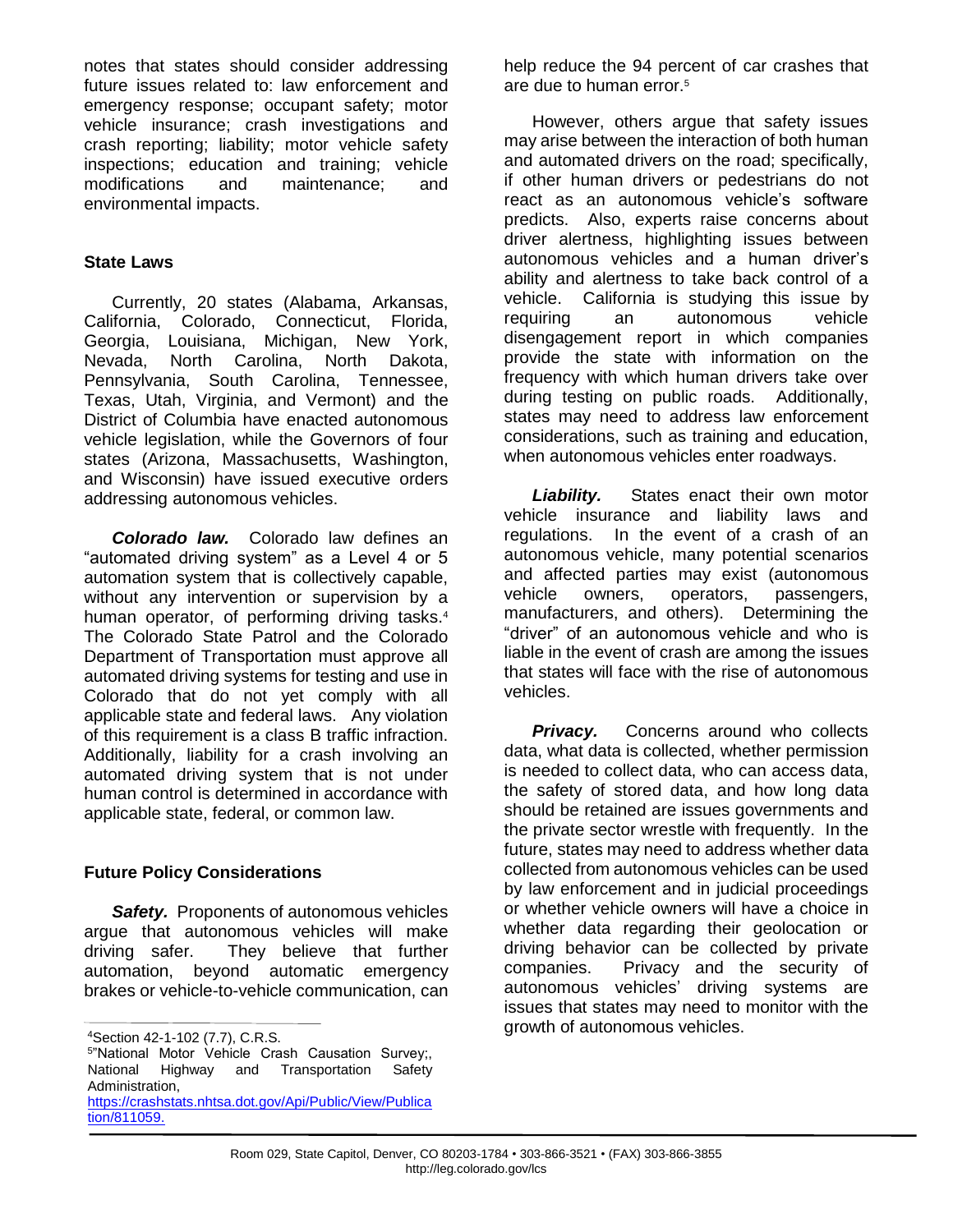notes that states should consider addressing future issues related to: law enforcement and emergency response; occupant safety; motor vehicle insurance; crash investigations and crash reporting; liability; motor vehicle safety inspections; education and training; vehicle modifications and maintenance; and environmental impacts.

## State Laws

Currently, 20 states (Alabama, Arkansas, California, Colorado, Connecticut, Florida, Georgia, Louisiana, Michigan, New York, Nevada, North Carolina, North Dakota, Pennsylvania, South Carolina, Tennessee, Texas, Utah, Virginia, and Vermont) and the District of Columbia have enacted autonomous vehicle legislation, while the Governors of four states (Arizona, Massachusetts, Washington, and Wisconsin) have issued executive orders addressing autonomous vehicles.

***Colorado law.*** Colorado law defines an "automated driving system" as a Level 4 or 5 automation system that is collectively capable, without any intervention or supervision by a human operator, of performing driving tasks.[4] The Colorado State Patrol and the Colorado Department of Transportation must approve all automated driving systems for testing and use in Colorado that do not yet comply with all applicable state and federal laws. Any violation of this requirement is a class B traffic infraction. Additionally, liability for a crash involving an automated driving system that is not under human control is determined in accordance with applicable state, federal, or common law.

## Future Policy Considerations

***Safety.*** Proponents of autonomous vehicles argue that autonomous vehicles will make driving safer. They believe that further automation, beyond automatic emergency brakes or vehicle-to-vehicle communication, can help reduce the 94 percent of car crashes that are due to human error.[5]

However, others argue that safety issues may arise between the interaction of both human and automated drivers on the road; specifically, if other human drivers or pedestrians do not react as an autonomous vehicle's software predicts. Also, experts raise concerns about driver alertness, highlighting issues between autonomous vehicles and a human driver's ability and alertness to take back control of a vehicle. California is studying this issue by requiring an autonomous vehicle disengagement report in which companies provide the state with information on the frequency with which human drivers take over during testing on public roads. Additionally, states may need to address law enforcement considerations, such as training and education, when autonomous vehicles enter roadways.

***Liability.*** States enact their own motor vehicle insurance and liability laws and regulations. In the event of a crash of an autonomous vehicle, many potential scenarios and affected parties may exist (autonomous vehicle owners, operators, passengers, manufacturers, and others). Determining the "driver" of an autonomous vehicle and who is liable in the event of crash are among the issues that states will face with the rise of autonomous vehicles.

***Privacy.*** Concerns around who collects data, what data is collected, whether permission is needed to collect data, who can access data, the safety of stored data, and how long data should be retained are issues governments and the private sector wrestle with frequently. In the future, states may need to address whether data collected from autonomous vehicles can be used by law enforcement and in judicial proceedings or whether vehicle owners will have a choice in whether data regarding their geolocation or driving behavior can be collected by private companies. Privacy and the security of autonomous vehicles' driving systems are issues that states may need to monitor with the growth of autonomous vehicles.

---

[4]Section 42-1-102 (7.7), C.R.S.

[5]"National Motor Vehicle Crash Causation Survey;, National Highway and Transportation Safety Administration, https://crashstats.nhtsa.dot.gov/Api/Public/View/Publication/811059.